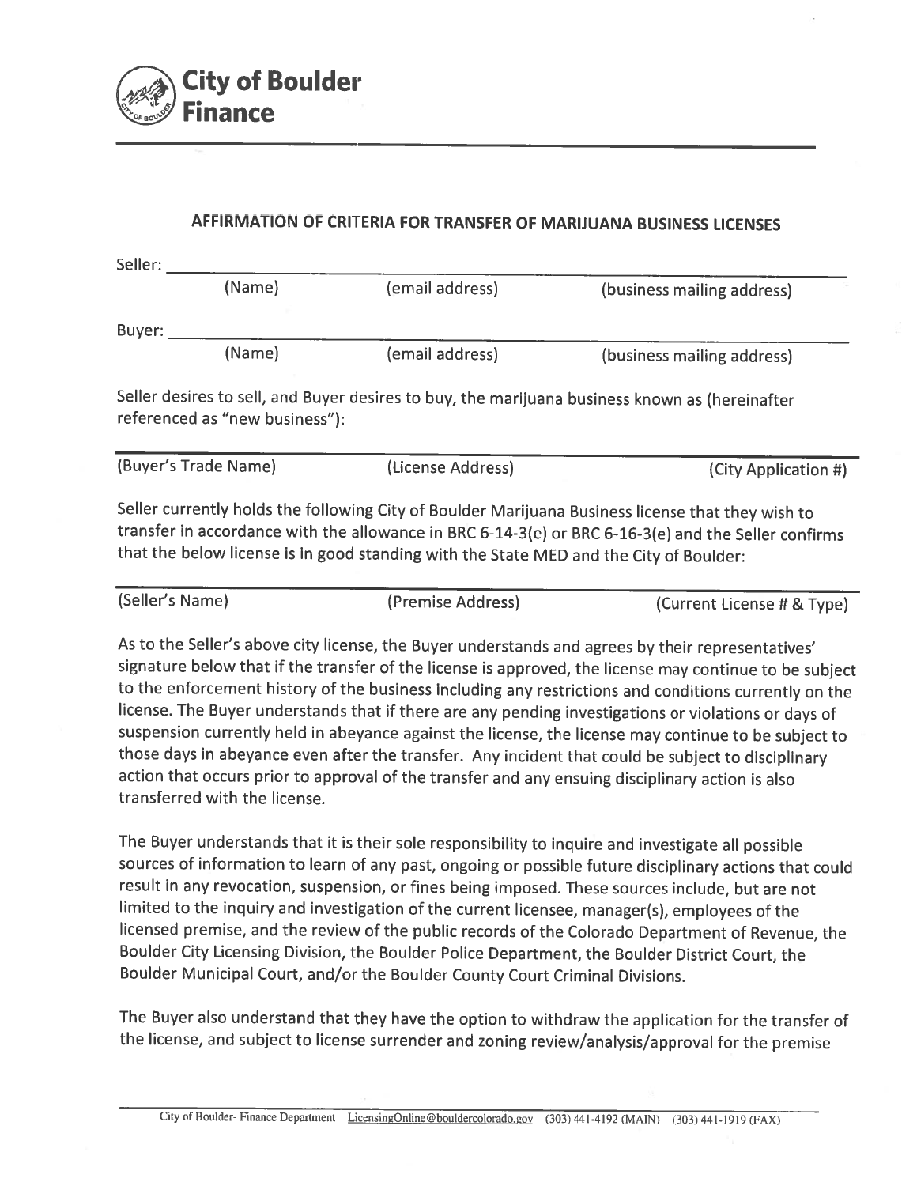**City of Boulder Finance**

## AFFIRMATION OF CRITERIA FOR TRANSFER OF MARIJUANA BUSINESS LICENSES

Seller: ______________________________________________________________

(Name) (email address) (business mailing address)

Buyer: ______________________________________________________________

(Name) (email address) (business mailing address)

Seller desires to sell, and Buyer desires to buy, the marijuana business known as (hereinafter referenced as "new business"):

______________________________________________________________

(Buyer's Trade Name) (License Address) (City Application #)

Seller currently holds the following City of Boulder Marijuana Business license that they wish to transfer in accordance with the allowance in BRC 6-14-3(e) or BRC 6-16-3(e) and the Seller confirms that the below license is in good standing with the State MED and the City of Boulder:

______________________________________________________________

(Seller's Name) (Premise Address) (Current License # & Type)

As to the Seller's above city license, the Buyer understands and agrees by their representatives' signature below that if the transfer of the license is approved, the license may continue to be subject to the enforcement history of the business including any restrictions and conditions currently on the license. The Buyer understands that if there are any pending investigations or violations or days of suspension currently held in abeyance against the license, the license may continue to be subject to those days in abeyance even after the transfer. Any incident that could be subject to disciplinary action that occurs prior to approval of the transfer and any ensuing disciplinary action is also transferred with the license.

The Buyer understands that it is their sole responsibility to inquire and investigate all possible sources of information to learn of any past, ongoing or possible future disciplinary actions that could result in any revocation, suspension, or fines being imposed. These sources include, but are not limited to the inquiry and investigation of the current licensee, manager(s), employees of the licensed premise, and the review of the public records of the Colorado Department of Revenue, the Boulder City Licensing Division, the Boulder Police Department, the Boulder District Court, the Boulder Municipal Court, and/or the Boulder County Court Criminal Divisions.

The Buyer also understand that they have the option to withdraw the application for the transfer of the license, and subject to license surrender and zoning review/analysis/approval for the premise

City of Boulder- Finance Department LicensingOnline@bouldercolorado.gov (303) 441-4192 (MAIN) (303) 441-1919 (FAX)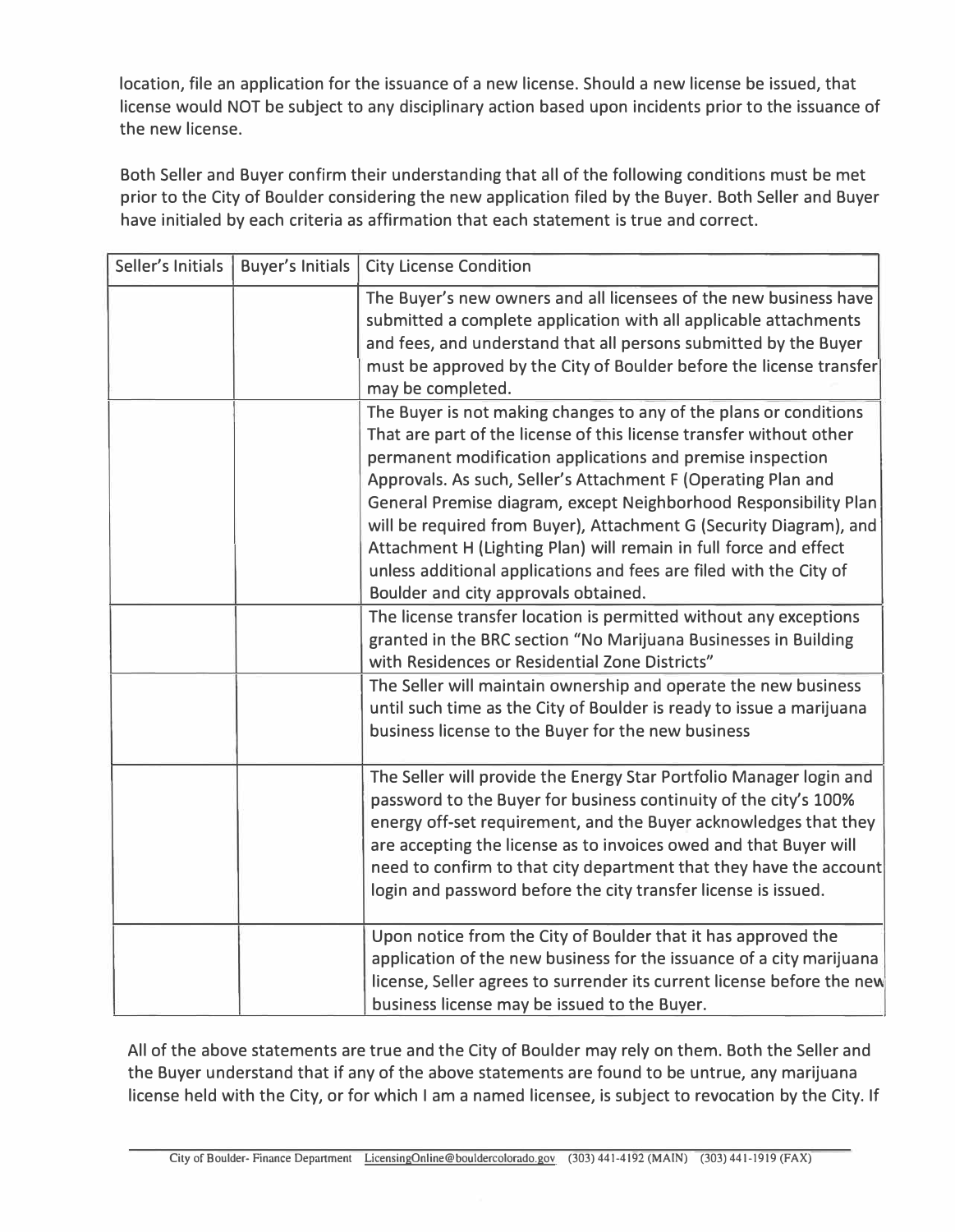location, file an application for the issuance of a new license. Should a new license be issued, that license would NOT be subject to any disciplinary action based upon incidents prior to the issuance of the new license.

Both Seller and Buyer confirm their understanding that all of the following conditions must be met prior to the City of Boulder considering the new application filed by the Buyer. Both Seller and Buyer have initialed by each criteria as affirmation that each statement is true and correct.

| Seller's Initials | Buyer's Initials | City License Condition |
|---|---|---|
| | | The Buyer's new owners and all licensees of the new business have submitted a complete application with all applicable attachments and fees, and understand that all persons submitted by the Buyer must be approved by the City of Boulder before the license transfer may be completed. |
| | | The Buyer is not making changes to any of the plans or conditions That are part of the license of this license transfer without other permanent modification applications and premise inspection Approvals. As such, Seller's Attachment F (Operating Plan and General Premise diagram, except Neighborhood Responsibility Plan will be required from Buyer), Attachment G (Security Diagram), and Attachment H (Lighting Plan) will remain in full force and effect unless additional applications and fees are filed with the City of Boulder and city approvals obtained. |
| | | The license transfer location is permitted without any exceptions granted in the BRC section "No Marijuana Businesses in Building with Residences or Residential Zone Districts" |
| | | The Seller will maintain ownership and operate the new business until such time as the City of Boulder is ready to issue a marijuana business license to the Buyer for the new business |
| | | The Seller will provide the Energy Star Portfolio Manager login and password to the Buyer for business continuity of the city's 100% energy off-set requirement, and the Buyer acknowledges that they are accepting the license as to invoices owed and that Buyer will need to confirm to that city department that they have the account login and password before the city transfer license is issued. |
| | | Upon notice from the City of Boulder that it has approved the application of the new business for the issuance of a city marijuana license, Seller agrees to surrender its current license before the new business license may be issued to the Buyer. |

All of the above statements are true and the City of Boulder may rely on them. Both the Seller and the Buyer understand that if any of the above statements are found to be untrue, any marijuana license held with the City, or for which I am a named licensee, is subject to revocation by the City. If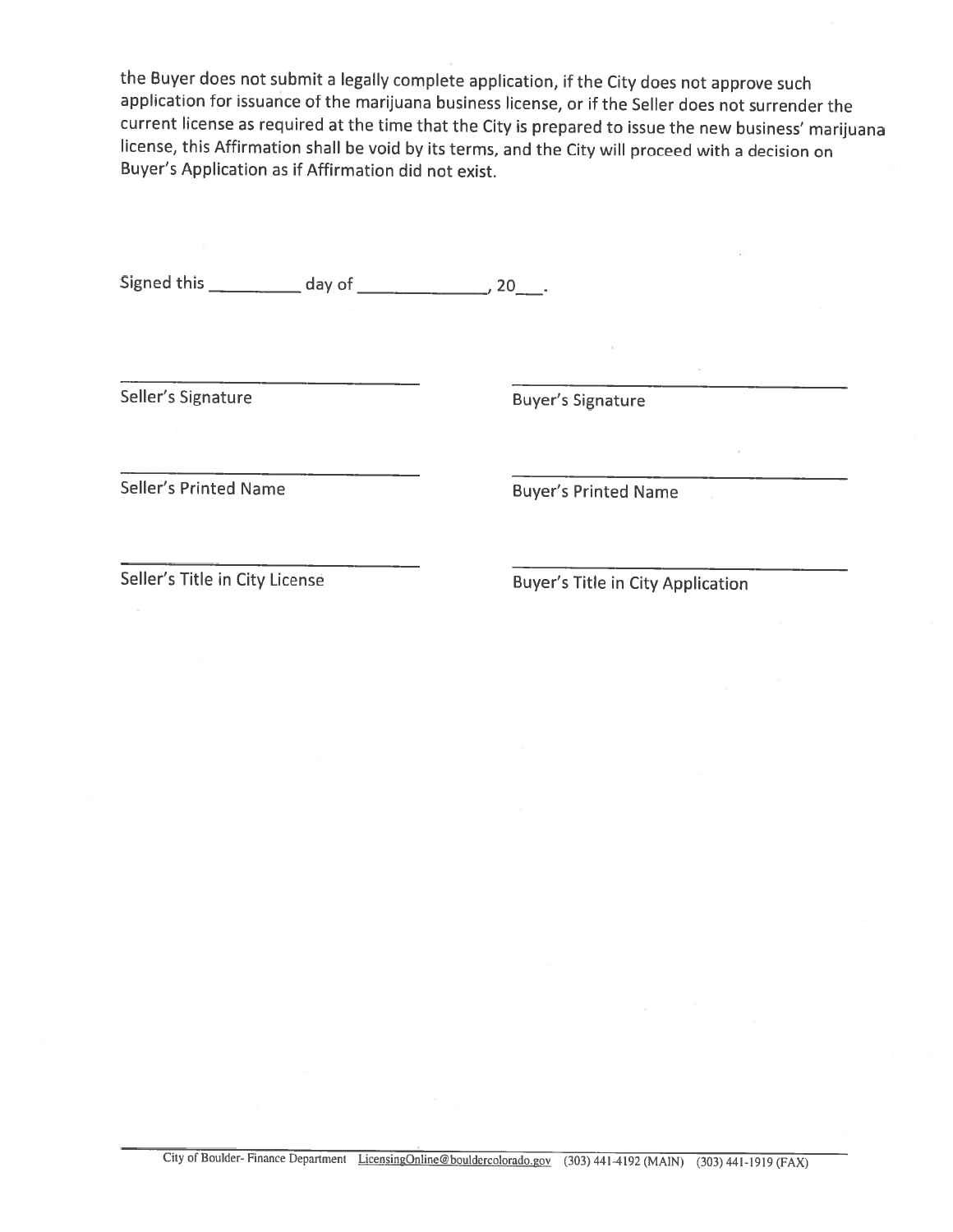the Buyer does not submit a legally complete application, if the City does not approve such application for issuance of the marijuana business license, or if the Seller does not surrender the current license as required at the time that the City is prepared to issue the new business' marijuana license, this Affirmation shall be void by its terms, and the City will proceed with a decision on Buyer's Application as if Affirmation did not exist.

Signed this __________ day of ______________, 20___.

| | |
|---|---|
| ______________________________ | ______________________________ |
| Seller's Signature | Buyer's Signature |
| ______________________________ | ______________________________ |
| Seller's Printed Name | Buyer's Printed Name |
| ______________________________ | ______________________________ |
| Seller's Title in City License | Buyer's Title in City Application |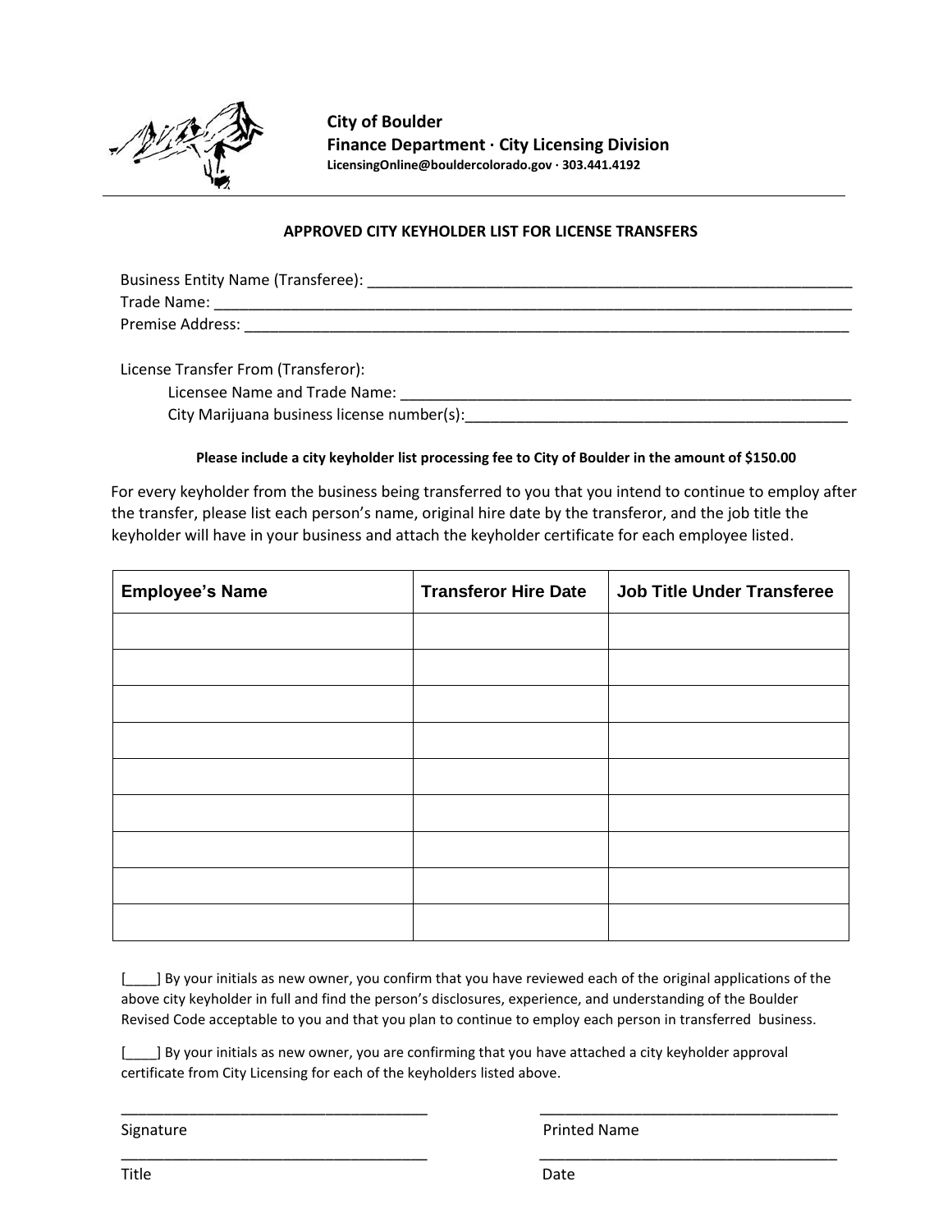**City of Boulder**
**Finance Department · City Licensing Division**
**LicensingOnline@bouldercolorado.gov · 303.441.4192**

---

**APPROVED CITY KEYHOLDER LIST FOR LICENSE TRANSFERS**

Business Entity Name (Transferee): ___________________________________________________________
Trade Name: ______________________________________________________________________________
Premise Address: ___________________________________________________________________________

License Transfer From (Transferor):
Licensee Name and Trade Name: _______________________________________________________
City Marijuana business license number(s):______________________________________________

**Please include a city keyholder list processing fee to City of Boulder in the amount of $150.00**

For every keyholder from the business being transferred to you that you intend to continue to employ after the transfer, please list each person's name, original hire date by the transferor, and the job title the keyholder will have in your business and attach the keyholder certificate for each employee listed.

| Employee's Name | Transferor Hire Date | Job Title Under Transferee |
|---|---|---|
| | | |
| | | |
| | | |
| | | |
| | | |
| | | |
| | | |
| | | |
| | | |

[____] By your initials as new owner, you confirm that you have reviewed each of the original applications of the above city keyholder in full and find the person's disclosures, experience, and understanding of the Boulder Revised Code acceptable to you and that you plan to continue to employ each person in transferred business.

[____] By your initials as new owner, you are confirming that you have attached a city keyholder approval certificate from City Licensing for each of the keyholders listed above.

_____________________________________ _____________________________________
Signature Printed Name

_____________________________________ _____________________________________
Title Date